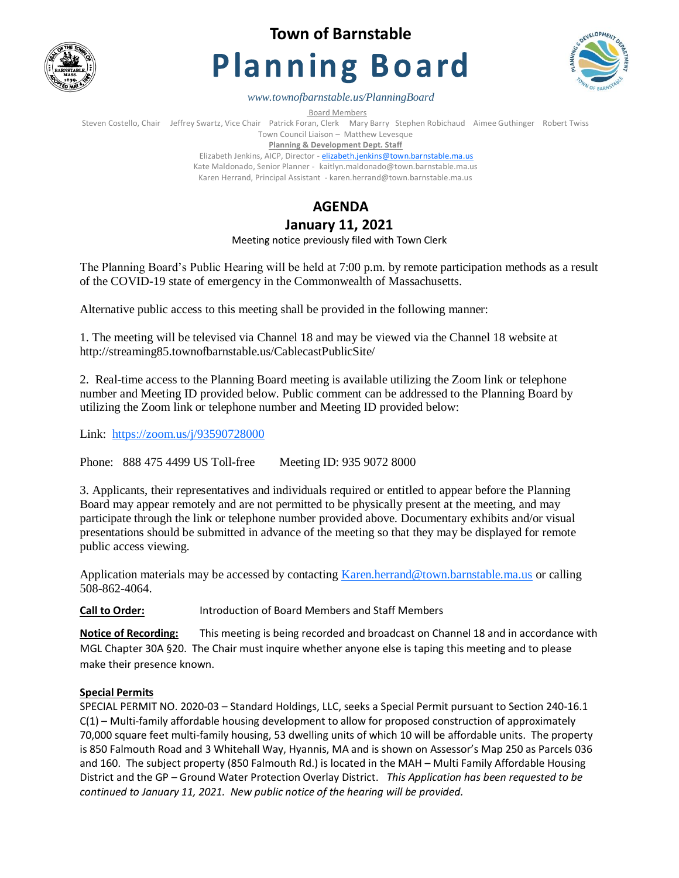# Town of Barnstable

# Planning Board

*www.townofbarnstable.us/PlanningBoard*

Board Members

Steven Costello, Chair Jeffrey Swartz, Vice Chair Patrick Foran, Clerk Mary Barry Stephen Robichaud Aimee Guthinger Robert Twiss

Town Council Liaison – Matthew Levesque

**Planning & Development Dept. Staff**

Elizabeth Jenkins, AICP, Director - elizabeth.jenkins@town.barnstable.ma.us

Kate Maldonado, Senior Planner - kaitlyn.maldonado@town.barnstable.ma.us

Karen Herrand, Principal Assistant - karen.herrand@town.barnstable.ma.us

## AGENDA

## January 11, 2021

Meeting notice previously filed with Town Clerk

The Planning Board's Public Hearing will be held at 7:00 p.m. by remote participation methods as a result of the COVID-19 state of emergency in the Commonwealth of Massachusetts.

Alternative public access to this meeting shall be provided in the following manner:

1. The meeting will be televised via Channel 18 and may be viewed via the Channel 18 website at http://streaming85.townofbarnstable.us/CablecastPublicSite/

2. Real-time access to the Planning Board meeting is available utilizing the Zoom link or telephone number and Meeting ID provided below. Public comment can be addressed to the Planning Board by utilizing the Zoom link or telephone number and Meeting ID provided below:

Link: https://zoom.us/j/93590728000

Phone: 888 475 4499 US Toll-free Meeting ID: 935 9072 8000

3. Applicants, their representatives and individuals required or entitled to appear before the Planning Board may appear remotely and are not permitted to be physically present at the meeting, and may participate through the link or telephone number provided above. Documentary exhibits and/or visual presentations should be submitted in advance of the meeting so that they may be displayed for remote public access viewing.

Application materials may be accessed by contacting Karen.herrand@town.barnstable.ma.us or calling 508-862-4064.

**Call to Order:** Introduction of Board Members and Staff Members

**Notice of Recording:** This meeting is being recorded and broadcast on Channel 18 and in accordance with MGL Chapter 30A §20. The Chair must inquire whether anyone else is taping this meeting and to please make their presence known.

**Special Permits**

SPECIAL PERMIT NO. 2020-03 – Standard Holdings, LLC, seeks a Special Permit pursuant to Section 240-16.1 C(1) – Multi-family affordable housing development to allow for proposed construction of approximately 70,000 square feet multi-family housing, 53 dwelling units of which 10 will be affordable units. The property is 850 Falmouth Road and 3 Whitehall Way, Hyannis, MA and is shown on Assessor's Map 250 as Parcels 036 and 160. The subject property (850 Falmouth Rd.) is located in the MAH – Multi Family Affordable Housing District and the GP – Ground Water Protection Overlay District. *This Application has been requested to be continued to January 11, 2021. New public notice of the hearing will be provided.*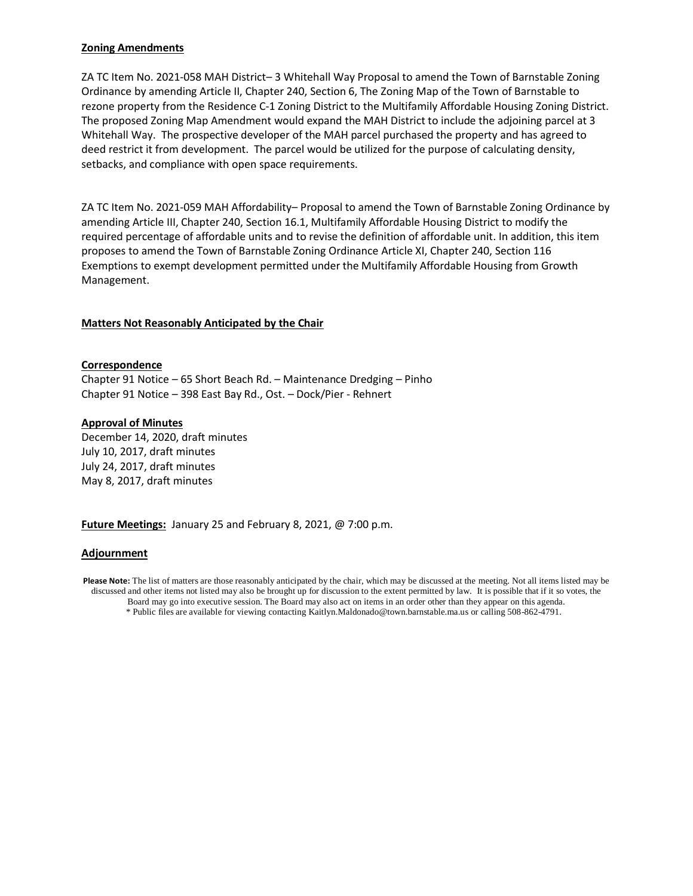**Zoning Amendments**

ZA TC Item No. 2021-058 MAH District– 3 Whitehall Way Proposal to amend the Town of Barnstable Zoning Ordinance by amending Article II, Chapter 240, Section 6, The Zoning Map of the Town of Barnstable to rezone property from the Residence C-1 Zoning District to the Multifamily Affordable Housing Zoning District. The proposed Zoning Map Amendment would expand the MAH District to include the adjoining parcel at 3 Whitehall Way. The prospective developer of the MAH parcel purchased the property and has agreed to deed restrict it from development. The parcel would be utilized for the purpose of calculating density, setbacks, and compliance with open space requirements.

ZA TC Item No. 2021-059 MAH Affordability– Proposal to amend the Town of Barnstable Zoning Ordinance by amending Article III, Chapter 240, Section 16.1, Multifamily Affordable Housing District to modify the required percentage of affordable units and to revise the definition of affordable unit. In addition, this item proposes to amend the Town of Barnstable Zoning Ordinance Article XI, Chapter 240, Section 116 Exemptions to exempt development permitted under the Multifamily Affordable Housing from Growth Management.

**Matters Not Reasonably Anticipated by the Chair**

**Correspondence**

Chapter 91 Notice – 65 Short Beach Rd. – Maintenance Dredging – Pinho
Chapter 91 Notice – 398 East Bay Rd., Ost. – Dock/Pier - Rehnert

**Approval of Minutes**

December 14, 2020, draft minutes
July 10, 2017, draft minutes
July 24, 2017, draft minutes
May 8, 2017, draft minutes

**Future Meetings:** January 25 and February 8, 2021, @ 7:00 p.m.

**Adjournment**

**Please Note:** The list of matters are those reasonably anticipated by the chair, which may be discussed at the meeting. Not all items listed may be discussed and other items not listed may also be brought up for discussion to the extent permitted by law. It is possible that if it so votes, the Board may go into executive session. The Board may also act on items in an order other than they appear on this agenda.
\* Public files are available for viewing contacting Kaitlyn.Maldonado@town.barnstable.ma.us or calling 508-862-4791.